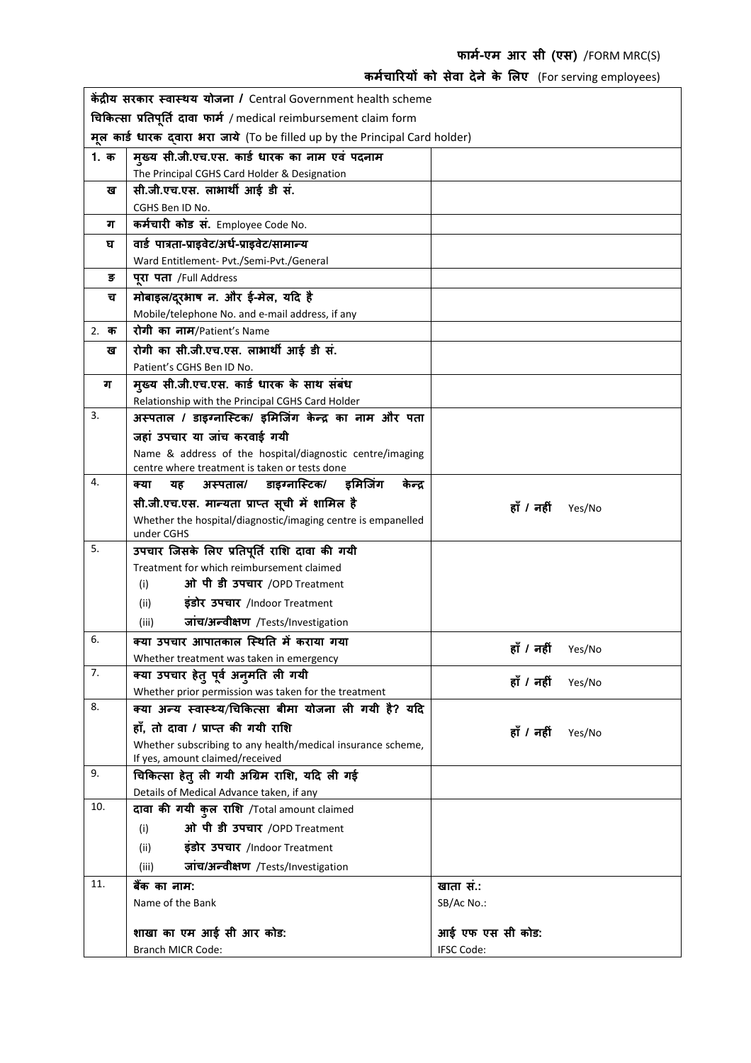**फार्म-एम आर सी (एस)** /FORM MRC(S)

**कर्मचारियों को सेवा देने के लिए** (For serving employees)

| | | |
|---|---|---|
| **केंद्रीय सरकार स्वास्थय योजना /** Central Government health scheme<br>**चिकित्सा प्रतिपूर्ति दावा फार्म** / medical reimbursement claim form<br>**मूल कार्ड धारक द्वारा भरा जाये** (To be filled up by the Principal Card holder) | | |
| **1. क** | **मुख्य सी.जी.एच.एस. कार्ड धारक का नाम एवं पदनाम**<br>The Principal CGHS Card Holder & Designation | |
| **ख** | **सी.जी.एच.एस. लाभार्थी आई डी सं.**<br>CGHS Ben ID No. | |
| **ग** | **कर्मचारी कोड सं.** Employee Code No. | |
| **घ** | **वार्ड पात्रता-प्राइवेट/अर्ध-प्राइवेट/सामान्य**<br>Ward Entitlement- Pvt./Semi-Pvt./General | |
| **ङ** | **पूरा पता** /Full Address | |
| **च** | **मोबाइल/दूरभाष न. और ई-मेल, यदि है**<br>Mobile/telephone No. and e-mail address, if any | |
| **2. क** | **रोगी का नाम**/Patient's Name | |
| **ख** | **रोगी का सी.जी.एच.एस. लाभार्थी आई डी सं.**<br>Patient's CGHS Ben ID No. | |
| **ग** | **मुख्य सी.जी.एच.एस. कार्ड धारक के साथ संबंध**<br>Relationship with the Principal CGHS Card Holder | |
| 3. | **अस्पताल / डाइग्नास्टिक/ इमिजिंग केन्द्र का नाम और पता जहां उपचार या जांच करवाई गयी**<br>Name & address of the hospital/diagnostic centre/imaging centre where treatment is taken or tests done | |
| 4. | **क्या यह अस्पताल/ डाइग्नास्टिक/ इमिजिंग केन्द्र सी.जी.एच.एस. मान्यता प्राप्त सूची में शामिल है**<br>Whether the hospital/diagnostic/imaging centre is empanelled under CGHS | **हाँ / नहीं** Yes/No |
| 5. | **उपचार जिसके लिए प्रतिपूर्ति राशि दावा की गयी**<br>Treatment for which reimbursement claimed<br>(i) **ओ पी डी उपचार** /OPD Treatment<br>(ii) **इंडोर उपचार** /Indoor Treatment<br>(iii) **जांच/अन्वीक्षण** /Tests/Investigation | |
| 6. | **क्या उपचार आपातकाल स्थिति में कराया गया**<br>Whether treatment was taken in emergency | **हाँ / नहीं** Yes/No |
| 7. | **क्या उपचार हेतु पूर्व अनुमति ली गयी**<br>Whether prior permission was taken for the treatment | **हाँ / नहीं** Yes/No |
| 8. | **क्या अन्य स्वास्थ्य/चिकित्सा बीमा योजना ली गयी है? यदि हाँ, तो दावा / प्राप्त की गयी राशि**<br>Whether subscribing to any health/medical insurance scheme, If yes, amount claimed/received | **हाँ / नहीं** Yes/No |
| 9. | **चिकित्सा हेतु ली गयी अग्रिम राशि, यदि ली गई**<br>Details of Medical Advance taken, if any | |
| 10. | **दावा की गयी कुल राशि** /Total amount claimed<br>(i) **ओ पी डी उपचार** /OPD Treatment<br>(ii) **इंडोर उपचार** /Indoor Treatment<br>(iii) **जांच/अन्वीक्षण** /Tests/Investigation | |
| 11. | **बैंक का नाम:**<br>Name of the Bank<br><br>**शाखा का एम आई सी आर कोड:**<br>Branch MICR Code: | **खाता सं.:**<br>SB/Ac No.:<br><br>**आई एफ एस सी कोड:**<br>IFSC Code: |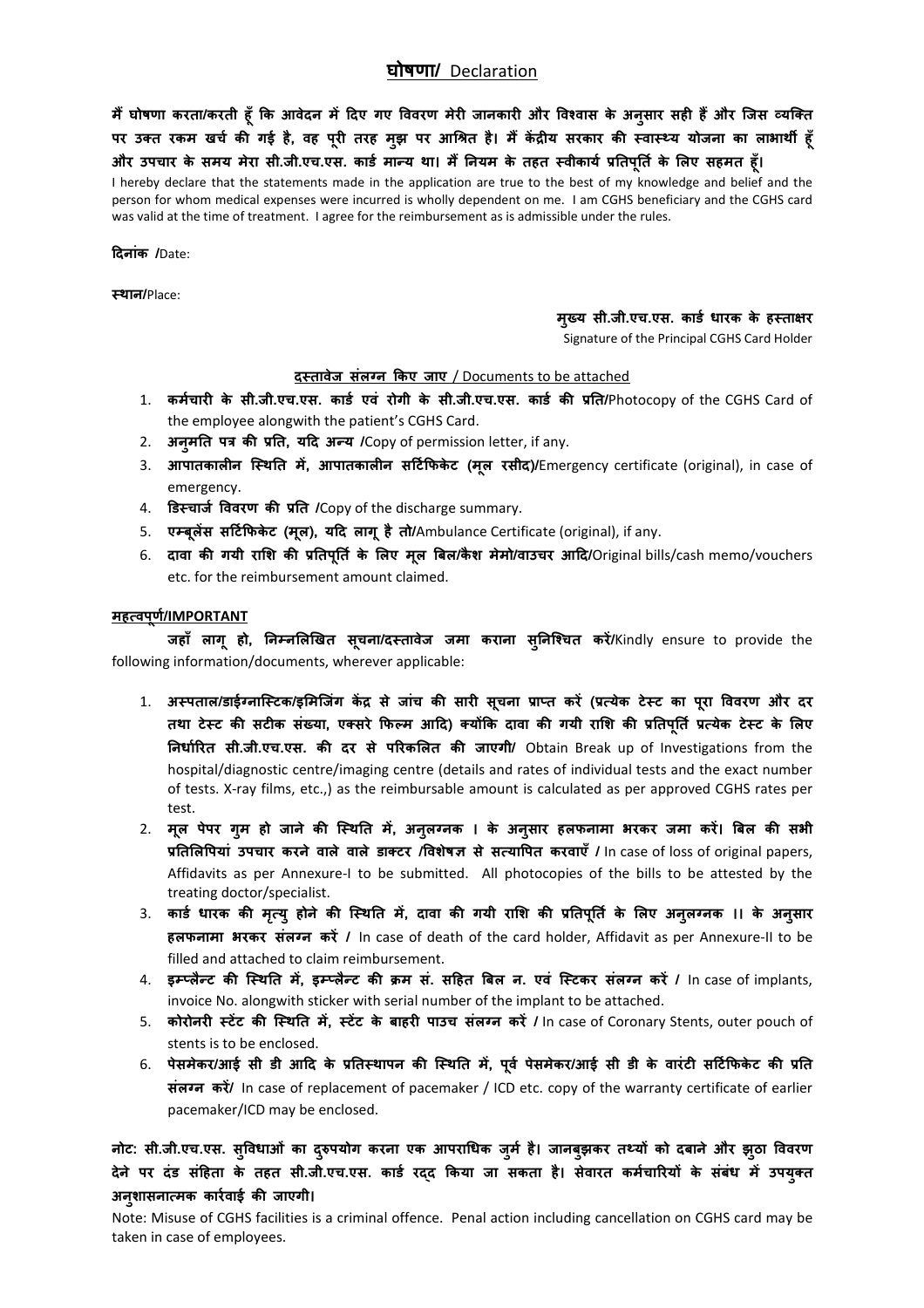## घोषणा/ Declaration

**मैं घोषणा करता/करती हूँ कि आवेदन में दिए गए विवरण मेरी जानकारी और विश्वास के अनुसार सही हैं और जिस व्यक्ति पर उक्त रकम खर्च की गई है, वह पूरी तरह मुझ पर आश्रित है। मैं केंद्रीय सरकार की स्वास्थ्य योजना का लाभार्थी हूँ और उपचार के समय मेरा सी.जी.एच.एस. कार्ड मान्य था। मैं नियम के तहत स्वीकार्य प्रतिपूर्ति के लिए सहमत हूँ।**

I hereby declare that the statements made in the application are true to the best of my knowledge and belief and the person for whom medical expenses were incurred is wholly dependent on me. I am CGHS beneficiary and the CGHS card was valid at the time of treatment. I agree for the reimbursement as is admissible under the rules.

**दिनांक /**Date:

**स्थान/**Place:

**मुख्य सी.जी.एच.एस. कार्ड धारक के हस्ताक्षर**
Signature of the Principal CGHS Card Holder

**दस्तावेज संलग्न किए जाए** / Documents to be attached

1. **कर्मचारी के सी.जी.एच.एस. कार्ड एवं रोगी के सी.जी.एच.एस. कार्ड की प्रति/**Photocopy of the CGHS Card of the employee alongwith the patient's CGHS Card.
2. **अनुमति पत्र की प्रति, यदि अन्य /**Copy of permission letter, if any.
3. **आपातकालीन स्थिति में, आपातकालीन सर्टिफिकेट (मूल रसीद)/**Emergency certificate (original), in case of emergency.
4. **डिस्चार्ज विवरण की प्रति /**Copy of the discharge summary.
5. **एम्बूलेंस सर्टिफिकेट (मूल), यदि लागू है तो/**Ambulance Certificate (original), if any.
6. **दावा की गयी राशि की प्रतिपूर्ति के लिए मूल बिल/कैश मेमो/वाउचर आदि/**Original bills/cash memo/vouchers etc. for the reimbursement amount claimed.

**महत्वपूर्ण/IMPORTANT**

**जहाँ लागू हो, निम्नलिखित सूचना/दस्तावेज जमा कराना सुनिश्चित करें/**Kindly ensure to provide the following information/documents, wherever applicable:

1. **अस्पताल/डाईग्नास्टिक/इमिजिंग केंद्र से जांच की सारी सूचना प्राप्त करें (प्रत्येक टेस्ट का पूरा विवरण और दर तथा टेस्ट की सटीक संख्या, एक्सरे फिल्म आदि) क्योंकि दावा की गयी राशि की प्रतिपूर्ति प्रत्येक टेस्ट के लिए निर्धारित सी.जी.एच.एस. की दर से परिकलित की जाएगी/** Obtain Break up of Investigations from the hospital/diagnostic centre/imaging centre (details and rates of individual tests and the exact number of tests. X-ray films, etc.,) as the reimbursable amount is calculated as per approved CGHS rates per test.
2. **मूल पेपर गुम हो जाने की स्थिति में, अनुलग्नक । के अनुसार हलफनामा भरकर जमा करें। बिल की सभी प्रतिलिपियां उपचार करने वाले वाले डाक्टर /विशेषज्ञ से सत्यापित करवाएँ /** In case of loss of original papers, Affidavits as per Annexure-I to be submitted. All photocopies of the bills to be attested by the treating doctor/specialist.
3. **कार्ड धारक की मृत्यु होने की स्थिति में, दावा की गयी राशि की प्रतिपूर्ति के लिए अनुलग्नक ।। के अनुसार हलफनामा भरकर संलग्न करें /** In case of death of the card holder, Affidavit as per Annexure-II to be filled and attached to claim reimbursement.
4. **इम्प्लैन्ट की स्थिति में, इम्प्लैन्ट की क्रम सं. सहित बिल न. एवं स्टिकर संलग्न करें /** In case of implants, invoice No. alongwith sticker with serial number of the implant to be attached.
5. **कोरोनरी स्टंट की स्थिति में, स्टंट के बाहरी पाउच संलग्न करें /** In case of Coronary Stents, outer pouch of stents is to be enclosed.
6. **पेसमेकर/आई सी डी आदि के प्रतिस्थापन की स्थिति में, पूर्व पेसमेकर/आई सी डी के वारंटी सर्टिफिकेट की प्रति संलग्न करें/** In case of replacement of pacemaker / ICD etc. copy of the warranty certificate of earlier pacemaker/ICD may be enclosed.

**नोट: सी.जी.एच.एस. सुविधाओं का दुरुपयोग करना एक आपराधिक जुर्म है। जानबुझकर तथ्यों को दबाने और झुठा विवरण देने पर दंड संहिता के तहत सी.जी.एच.एस. कार्ड रद्द किया जा सकता है। सेवारत कर्मचारियों के संबंध में उपयुक्त अनुशासनात्मक कार्रवाई की जाएगी।**

Note: Misuse of CGHS facilities is a criminal offence. Penal action including cancellation on CGHS card may be taken in case of employees.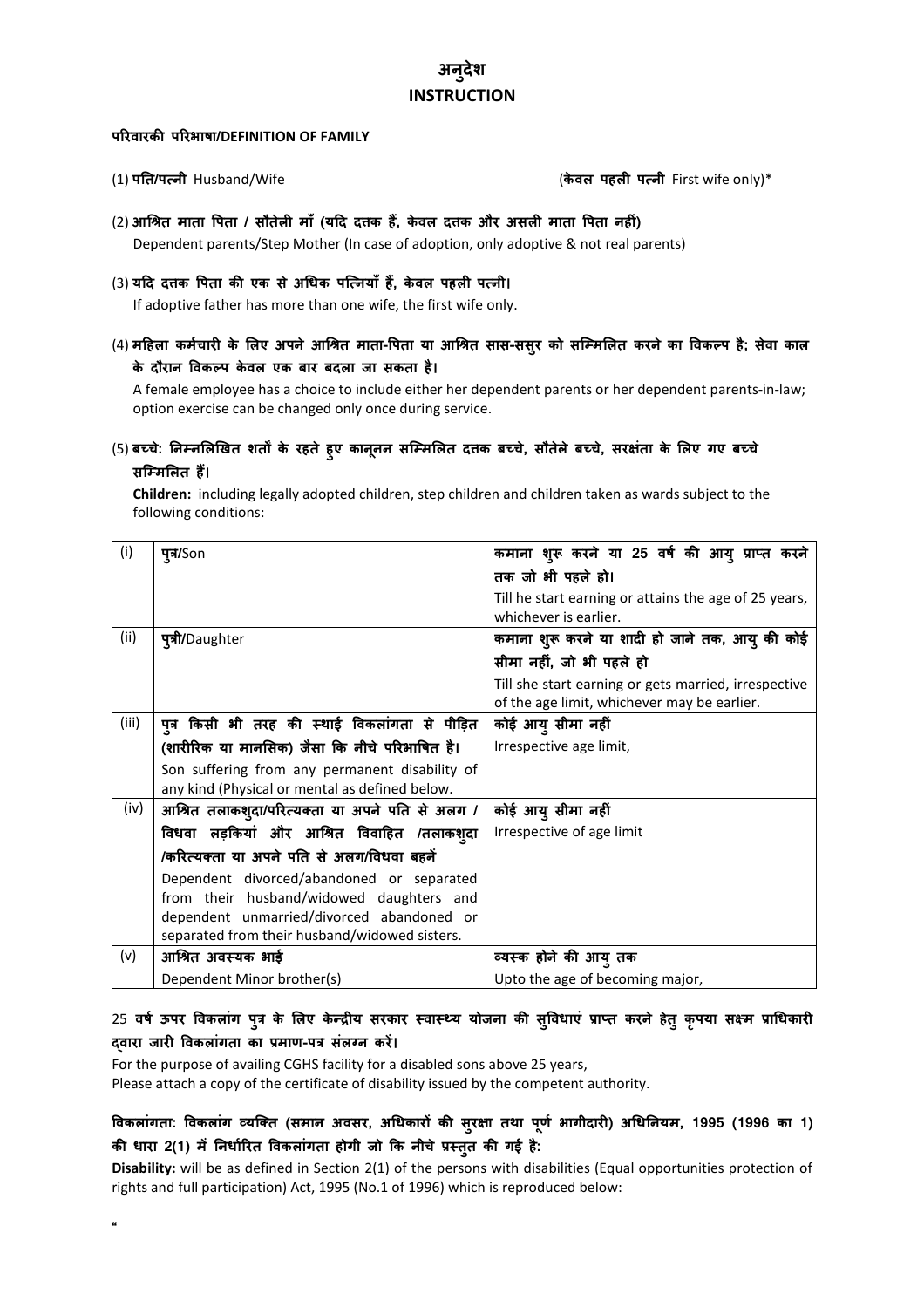# अनुदेश
# INSTRUCTION

**परिवारकी परिभाषा/DEFINITION OF FAMILY**

(1) **पति/पत्नी** Husband/Wife (**केवल पहली पत्नी** First wife only)*

(2) **आश्रित माता पिता / सौतेली माँ (यदि दत्तक हैं, केवल दत्तक और असली माता पिता नहीं)**
Dependent parents/Step Mother (In case of adoption, only adoptive & not real parents)

(3) **यदि दत्तक पिता की एक से अधिक पत्नियाँ हैं, केवल पहली पत्नी।**
If adoptive father has more than one wife, the first wife only.

(4) **महिला कर्मचारी के लिए अपने आश्रित माता-पिता या आश्रित सास-ससुर को सम्मिलित करने का विकल्प है; सेवा काल के दौरान विकल्प केवल एक बार बदला जा सकता है।**
A female employee has a choice to include either her dependent parents or her dependent parents-in-law; option exercise can be changed only once during service.

(5) **बच्चे: निम्नलिखित शर्तों के रहते हुए कानूनन सम्मिलित दत्तक बच्चे, सौतेले बच्चे, सरक्षंता के लिए गए बच्चे सम्मिलित हैं।**
**Children:** including legally adopted children, step children and children taken as wards subject to the following conditions:

| | | |
|---|---|---|
| (i) | **पुत्र**/Son | **कमाना शुरू करने या 25 वर्ष की आयु प्राप्त करने तक जो भी पहले हो।** Till he start earning or attains the age of 25 years, whichever is earlier. |
| (ii) | **पुत्री**/Daughter | **कमाना शुरू करने या शादी हो जाने तक, आयु की कोई सीमा नहीं, जो भी पहले हो** Till she start earning or gets married, irrespective of the age limit, whichever may be earlier. |
| (iii) | **पुत्र किसी भी तरह की स्थाई विकलांगता से पीड़ित (शारीरिक या मानसिक) जैसा कि नीचे परिभाषित है।** Son suffering from any permanent disability of any kind (Physical or mental as defined below. | **कोई आयु सीमा नहीं** Irrespective age limit, |
| (iv) | **आश्रित तलाकशुदा/परित्यक्ता या अपने पति से अलग / विधवा लड़कियां और आश्रित विवाहित /तलाकशुदा /करित्यक्ता या अपने पति से अलग/विधवा बहनें** Dependent divorced/abandoned or separated from their husband/widowed daughters and dependent unmarried/divorced abandoned or separated from their husband/widowed sisters. | **कोई आयु सीमा नहीं** Irrespective of age limit |
| (v) | **आश्रित अवस्यक भाई** Dependent Minor brother(s) | **व्यस्क होने की आयु तक** Upto the age of becoming major, |

**25 वर्ष ऊपर विकलांग पुत्र के लिए केन्द्रीय सरकार स्वास्थ्य योजना की सुविधाएं प्राप्त करने हेतु कृपया सक्षम प्राधिकारी द्वारा जारी विकलांगता का प्रमाण-पत्र संलग्न करें।**

For the purpose of availing CGHS facility for a disabled sons above 25 years,
Please attach a copy of the certificate of disability issued by the competent authority.

**विकलांगता: विकलांग व्यक्ति (समान अवसर, अधिकारों की सुरक्षा तथा पूर्ण भागीदारी) अधिनियम, 1995 (1996 का 1) की धारा 2(1) में निर्धारित विकलांगता होगी जो कि नीचे प्रस्तुत की गई है:**

**Disability:** will be as defined in Section 2(1) of the persons with disabilities (Equal opportunities protection of rights and full participation) Act, 1995 (No.1 of 1996) which is reproduced below:

"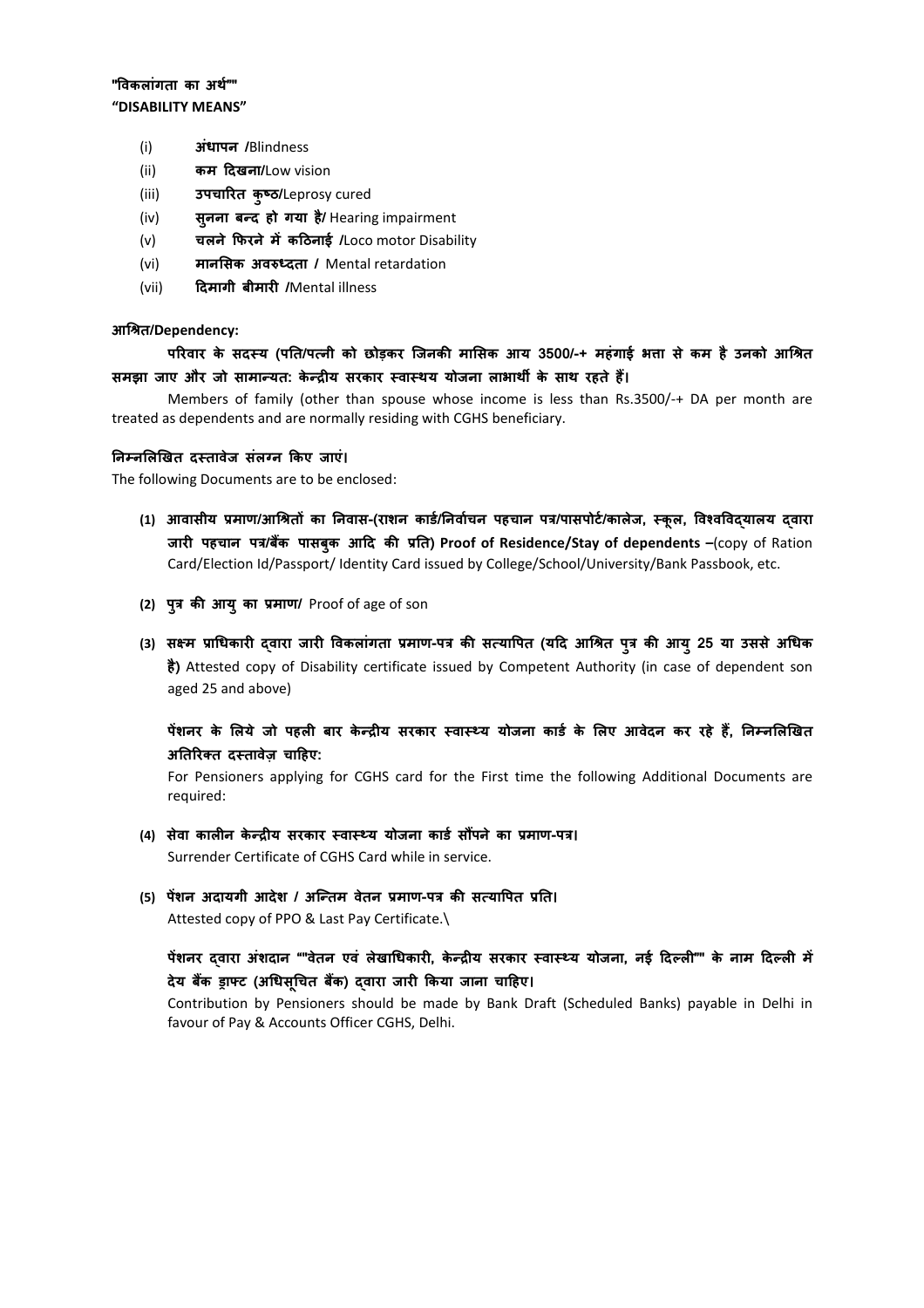**"विकलांगता का अर्थ""**
**"DISABILITY MEANS"**

- (i) **अंधापन /**Blindness
- (ii) **कम दिखना/**Low vision
- (iii) **उपचारित कुष्ठ/**Leprosy cured
- (iv) **सुनना बन्द हो गया है/** Hearing impairment
- (v) **चलने फिरने में कठिनाई /**Loco motor Disability
- (vi) **मानसिक अवरुध्दता /** Mental retardation
- (vii) **दिमागी बीमारी /**Mental illness

**आश्रित/Dependency:**

**परिवार के सदस्य (पति/पत्नी को छोड़कर जिनकी मासिक आय 3500/-+ महंगाई भत्ता से कम है उनको आश्रित समझा जाए और जो सामान्यत: केन्द्रीय सरकार स्वास्थय योजना लाभार्थी के साथ रहते हैं।**

Members of family (other than spouse whose income is less than Rs.3500/-+ DA per month are treated as dependents and are normally residing with CGHS beneficiary.

**निम्नलिखित दस्तावेज संलग्न किए जाएं।**

The following Documents are to be enclosed:

**(1) आवासीय प्रमाण/आश्रितों का निवास-(राशन कार्ड/निर्वाचन पहचान पत्र/पासपोर्ट/कालेज, स्कूल, विश्वविद्यालय द्वारा जारी पहचान पत्र/बैंक पासबुक आदि की प्रति) Proof of Residence/Stay of dependents –**(copy of Ration Card/Election Id/Passport/ Identity Card issued by College/School/University/Bank Passbook, etc.

**(2) पुत्र की आयु का प्रमाण/** Proof of age of son

**(3) सक्षम प्राधिकारी द्वारा जारी विकलांगता प्रमाण-पत्र की सत्यापित (यदि आश्रित पुत्र की आयु 25 या उससे अधिक है)** Attested copy of Disability certificate issued by Competent Authority (in case of dependent son aged 25 and above)

**पेंशनर के लिये जो पहली बार केन्द्रीय सरकार स्वास्थ्य योजना कार्ड के लिए आवेदन कर रहे हैं, निम्नलिखित अतिरिक्त दस्तावेज़ चाहिए:**

For Pensioners applying for CGHS card for the First time the following Additional Documents are required:

**(4) सेवा कालीन केन्द्रीय सरकार स्वास्थ्य योजना कार्ड सौंपने का प्रमाण-पत्र।**
Surrender Certificate of CGHS Card while in service.

**(5) पेंशन अदायगी आदेश / अन्तिम वेतन प्रमाण-पत्र की सत्यापित प्रति।**
Attested copy of PPO & Last Pay Certificate.\

**पेंशनर द्वारा अंशदान ""वेतन एवं लेखाधिकारी, केन्द्रीय सरकार स्वास्थ्य योजना, नई दिल्ली"" के नाम दिल्ली में देय बैंक ड्राफ्ट (अधिसूचित बैंक) द्वारा जारी किया जाना चाहिए।**

Contribution by Pensioners should be made by Bank Draft (Scheduled Banks) payable in Delhi in favour of Pay & Accounts Officer CGHS, Delhi.